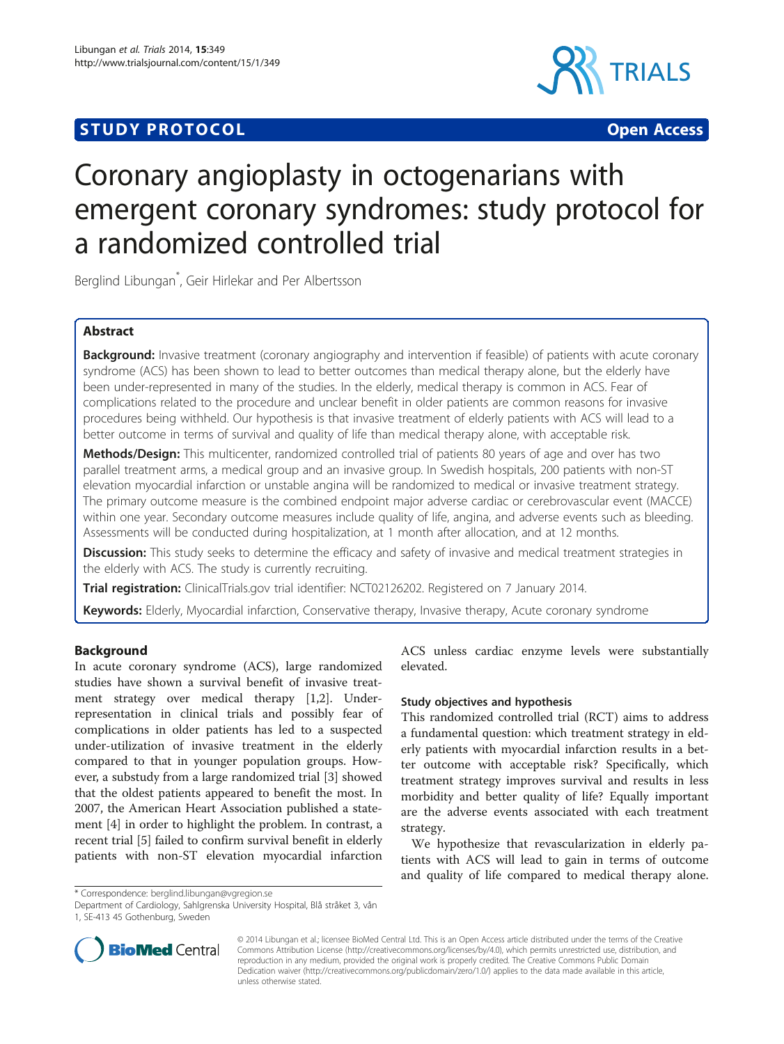**STUDY PROTOCOL** **Open Access**

# Coronary angioplasty in octogenarians with emergent coronary syndromes: study protocol for a randomized controlled trial

Berglind Libungan*, Geir Hirlekar and Per Albertsson

## Abstract

**Background:** Invasive treatment (coronary angiography and intervention if feasible) of patients with acute coronary syndrome (ACS) has been shown to lead to better outcomes than medical therapy alone, but the elderly have been under-represented in many of the studies. In the elderly, medical therapy is common in ACS. Fear of complications related to the procedure and unclear benefit in older patients are common reasons for invasive procedures being withheld. Our hypothesis is that invasive treatment of elderly patients with ACS will lead to a better outcome in terms of survival and quality of life than medical therapy alone, with acceptable risk.

**Methods/Design:** This multicenter, randomized controlled trial of patients 80 years of age and over has two parallel treatment arms, a medical group and an invasive group. In Swedish hospitals, 200 patients with non-ST elevation myocardial infarction or unstable angina will be randomized to medical or invasive treatment strategy. The primary outcome measure is the combined endpoint major adverse cardiac or cerebrovascular event (MACCE) within one year. Secondary outcome measures include quality of life, angina, and adverse events such as bleeding. Assessments will be conducted during hospitalization, at 1 month after allocation, and at 12 months.

**Discussion:** This study seeks to determine the efficacy and safety of invasive and medical treatment strategies in the elderly with ACS. The study is currently recruiting.

**Trial registration:** ClinicalTrials.gov trial identifier: NCT02126202. Registered on 7 January 2014.

**Keywords:** Elderly, Myocardial infarction, Conservative therapy, Invasive therapy, Acute coronary syndrome

## Background

In acute coronary syndrome (ACS), large randomized studies have shown a survival benefit of invasive treatment strategy over medical therapy [1,2]. Under-representation in clinical trials and possibly fear of complications in older patients has led to a suspected under-utilization of invasive treatment in the elderly compared to that in younger population groups. However, a substudy from a large randomized trial [3] showed that the oldest patients appeared to benefit the most. In 2007, the American Heart Association published a statement [4] in order to highlight the problem. In contrast, a recent trial [5] failed to confirm survival benefit in elderly patients with non-ST elevation myocardial infarction ACS unless cardiac enzyme levels were substantially elevated.

### Study objectives and hypothesis

This randomized controlled trial (RCT) aims to address a fundamental question: which treatment strategy in elderly patients with myocardial infarction results in a better outcome with acceptable risk? Specifically, which treatment strategy improves survival and results in less morbidity and better quality of life? Equally important are the adverse events associated with each treatment strategy.

We hypothesize that revascularization in elderly patients with ACS will lead to gain in terms of outcome and quality of life compared to medical therapy alone.

\* Correspondence: berglind.libungan@vgregion.se
Department of Cardiology, Sahlgrenska University Hospital, Blå stråket 3, vån 1, SE-413 45 Gothenburg, Sweden

© 2014 Libungan et al.; licensee BioMed Central Ltd. This is an Open Access article distributed under the terms of the Creative Commons Attribution License (http://creativecommons.org/licenses/by/4.0), which permits unrestricted use, distribution, and reproduction in any medium, provided the original work is properly credited. The Creative Commons Public Domain Dedication waiver (http://creativecommons.org/publicdomain/zero/1.0/) applies to the data made available in this article, unless otherwise stated.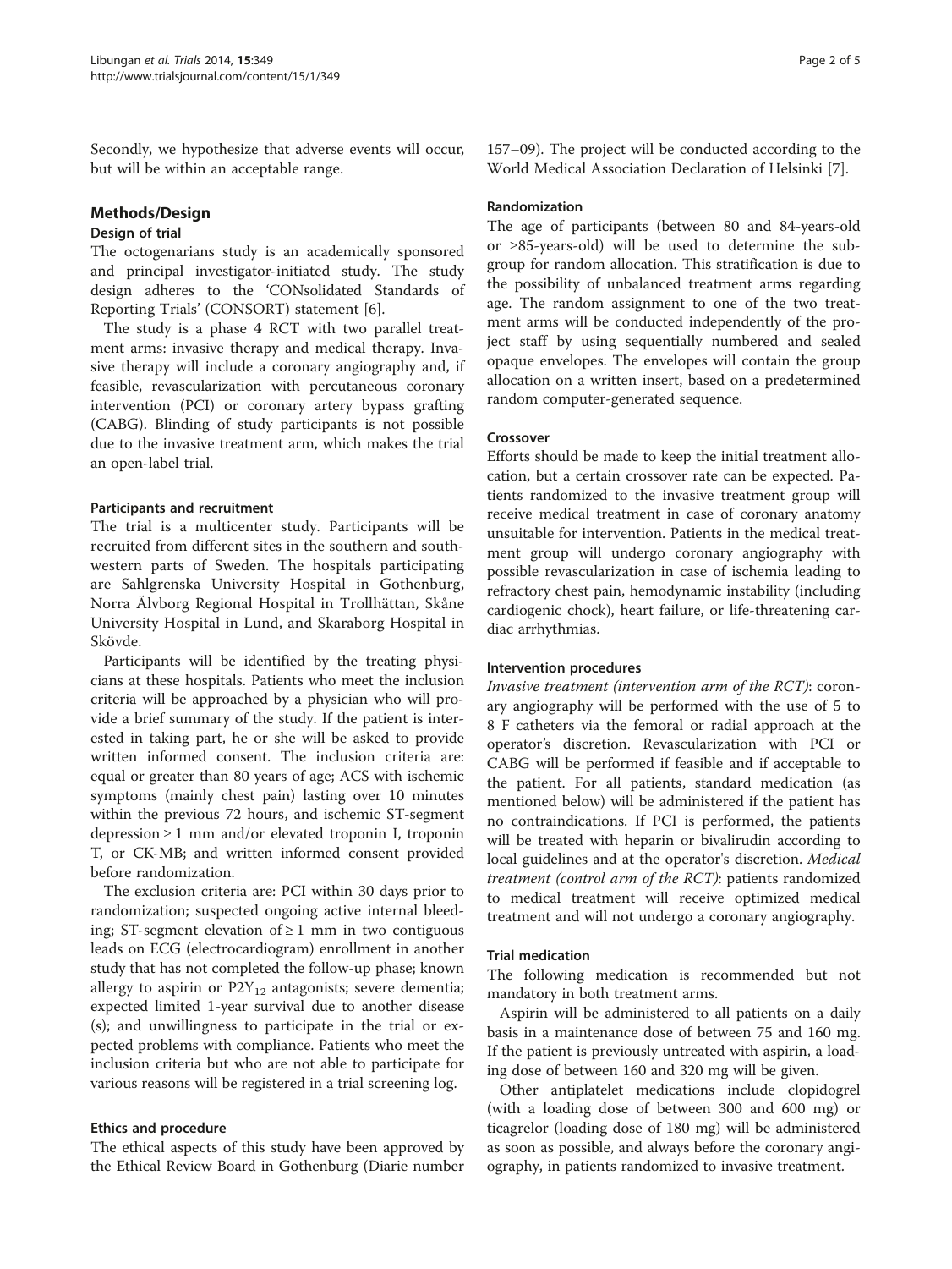Secondly, we hypothesize that adverse events will occur, but will be within an acceptable range.

## Methods/Design

### Design of trial

The octogenarians study is an academically sponsored and principal investigator-initiated study. The study design adheres to the 'CONsolidated Standards of Reporting Trials' (CONSORT) statement [6].

The study is a phase 4 RCT with two parallel treatment arms: invasive therapy and medical therapy. Invasive therapy will include a coronary angiography and, if feasible, revascularization with percutaneous coronary intervention (PCI) or coronary artery bypass grafting (CABG). Blinding of study participants is not possible due to the invasive treatment arm, which makes the trial an open-label trial.

#### Participants and recruitment

The trial is a multicenter study. Participants will be recruited from different sites in the southern and southwestern parts of Sweden. The hospitals participating are Sahlgrenska University Hospital in Gothenburg, Norra Älvborg Regional Hospital in Trollhättan, Skåne University Hospital in Lund, and Skaraborg Hospital in Skövde.

Participants will be identified by the treating physicians at these hospitals. Patients who meet the inclusion criteria will be approached by a physician who will provide a brief summary of the study. If the patient is interested in taking part, he or she will be asked to provide written informed consent. The inclusion criteria are: equal or greater than 80 years of age; ACS with ischemic symptoms (mainly chest pain) lasting over 10 minutes within the previous 72 hours, and ischemic ST-segment depression ≥ 1 mm and/or elevated troponin I, troponin T, or CK-MB; and written informed consent provided before randomization.

The exclusion criteria are: PCI within 30 days prior to randomization; suspected ongoing active internal bleeding; ST-segment elevation of ≥ 1 mm in two contiguous leads on ECG (electrocardiogram) enrollment in another study that has not completed the follow-up phase; known allergy to aspirin or $P2Y_{12}$ antagonists; severe dementia; expected limited 1-year survival due to another disease(s); and unwillingness to participate in the trial or expected problems with compliance. Patients who meet the inclusion criteria but who are not able to participate for various reasons will be registered in a trial screening log.

#### Ethics and procedure

The ethical aspects of this study have been approved by the Ethical Review Board in Gothenburg (Diarie number 157–09). The project will be conducted according to the World Medical Association Declaration of Helsinki [7].

#### Randomization

The age of participants (between 80 and 84-years-old or ≥85-years-old) will be used to determine the subgroup for random allocation. This stratification is due to the possibility of unbalanced treatment arms regarding age. The random assignment to one of the two treatment arms will be conducted independently of the project staff by using sequentially numbered and sealed opaque envelopes. The envelopes will contain the group allocation on a written insert, based on a predetermined random computer-generated sequence.

#### Crossover

Efforts should be made to keep the initial treatment allocation, but a certain crossover rate can be expected. Patients randomized to the invasive treatment group will receive medical treatment in case of coronary anatomy unsuitable for intervention. Patients in the medical treatment group will undergo coronary angiography with possible revascularization in case of ischemia leading to refractory chest pain, hemodynamic instability (including cardiogenic chock), heart failure, or life-threatening cardiac arrhythmias.

#### Intervention procedures

*Invasive treatment (intervention arm of the RCT)*: coronary angiography will be performed with the use of 5 to 8 F catheters via the femoral or radial approach at the operator's discretion. Revascularization with PCI or CABG will be performed if feasible and if acceptable to the patient. For all patients, standard medication (as mentioned below) will be administered if the patient has no contraindications. If PCI is performed, the patients will be treated with heparin or bivalirudin according to local guidelines and at the operator's discretion. *Medical treatment (control arm of the RCT)*: patients randomized to medical treatment will receive optimized medical treatment and will not undergo a coronary angiography.

#### Trial medication

The following medication is recommended but not mandatory in both treatment arms.

Aspirin will be administered to all patients on a daily basis in a maintenance dose of between 75 and 160 mg. If the patient is previously untreated with aspirin, a loading dose of between 160 and 320 mg will be given.

Other antiplatelet medications include clopidogrel (with a loading dose of between 300 and 600 mg) or ticagrelor (loading dose of 180 mg) will be administered as soon as possible, and always before the coronary angiography, in patients randomized to invasive treatment.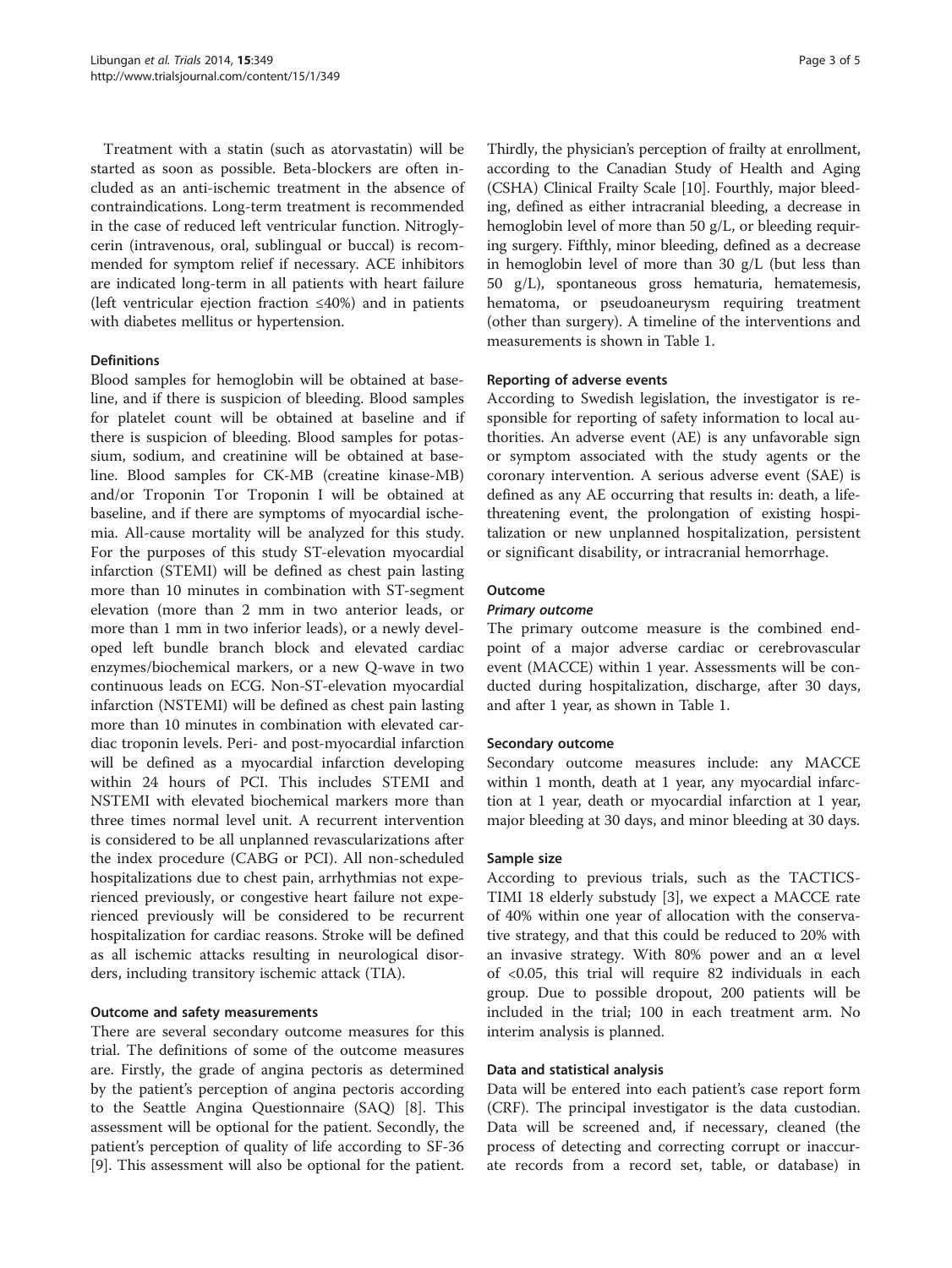Treatment with a statin (such as atorvastatin) will be started as soon as possible. Beta-blockers are often included as an anti-ischemic treatment in the absence of contraindications. Long-term treatment is recommended in the case of reduced left ventricular function. Nitroglycerin (intravenous, oral, sublingual or buccal) is recommended for symptom relief if necessary. ACE inhibitors are indicated long-term in all patients with heart failure (left ventricular ejection fraction ≤40%) and in patients with diabetes mellitus or hypertension.

### Definitions

Blood samples for hemoglobin will be obtained at baseline, and if there is suspicion of bleeding. Blood samples for platelet count will be obtained at baseline and if there is suspicion of bleeding. Blood samples for potassium, sodium, and creatinine will be obtained at baseline. Blood samples for CK-MB (creatine kinase-MB) and/or Troponin Tor Troponin I will be obtained at baseline, and if there are symptoms of myocardial ischemia. All-cause mortality will be analyzed for this study. For the purposes of this study ST-elevation myocardial infarction (STEMI) will be defined as chest pain lasting more than 10 minutes in combination with ST-segment elevation (more than 2 mm in two anterior leads, or more than 1 mm in two inferior leads), or a newly developed left bundle branch block and elevated cardiac enzymes/biochemical markers, or a new Q-wave in two continuous leads on ECG. Non-ST-elevation myocardial infarction (NSTEMI) will be defined as chest pain lasting more than 10 minutes in combination with elevated cardiac troponin levels. Peri- and post-myocardial infarction will be defined as a myocardial infarction developing within 24 hours of PCI. This includes STEMI and NSTEMI with elevated biochemical markers more than three times normal level unit. A recurrent intervention is considered to be all unplanned revascularizations after the index procedure (CABG or PCI). All non-scheduled hospitalizations due to chest pain, arrhythmias not experienced previously, or congestive heart failure not experienced previously will be considered to be recurrent hospitalization for cardiac reasons. Stroke will be defined as all ischemic attacks resulting in neurological disorders, including transitory ischemic attack (TIA).

### Outcome and safety measurements

There are several secondary outcome measures for this trial. The definitions of some of the outcome measures are. Firstly, the grade of angina pectoris as determined by the patient's perception of angina pectoris according to the Seattle Angina Questionnaire (SAQ) [8]. This assessment will be optional for the patient. Secondly, the patient's perception of quality of life according to SF-36 [9]. This assessment will also be optional for the patient. Thirdly, the physician's perception of frailty at enrollment, according to the Canadian Study of Health and Aging (CSHA) Clinical Frailty Scale [10]. Fourthly, major bleeding, defined as either intracranial bleeding, a decrease in hemoglobin level of more than 50 g/L, or bleeding requiring surgery. Fifthly, minor bleeding, defined as a decrease in hemoglobin level of more than 30 g/L (but less than 50 g/L), spontaneous gross hematuria, hematemesis, hematoma, or pseudoaneurysm requiring treatment (other than surgery). A timeline of the interventions and measurements is shown in Table 1.

### Reporting of adverse events

According to Swedish legislation, the investigator is responsible for reporting of safety information to local authorities. An adverse event (AE) is any unfavorable sign or symptom associated with the study agents or the coronary intervention. A serious adverse event (SAE) is defined as any AE occurring that results in: death, a life-threatening event, the prolongation of existing hospitalization or new unplanned hospitalization, persistent or significant disability, or intracranial hemorrhage.

### Outcome

#### *Primary outcome*

The primary outcome measure is the combined endpoint of a major adverse cardiac or cerebrovascular event (MACCE) within 1 year. Assessments will be conducted during hospitalization, discharge, after 30 days, and after 1 year, as shown in Table 1.

### Secondary outcome

Secondary outcome measures include: any MACCE within 1 month, death at 1 year, any myocardial infarction at 1 year, death or myocardial infarction at 1 year, major bleeding at 30 days, and minor bleeding at 30 days.

### Sample size

According to previous trials, such as the TACTICS-TIMI 18 elderly substudy [3], we expect a MACCE rate of 40% within one year of allocation with the conservative strategy, and that this could be reduced to 20% with an invasive strategy. With 80% power and an $\alpha$ level of $<0.05$, this trial will require 82 individuals in each group. Due to possible dropout, 200 patients will be included in the trial; 100 in each treatment arm. No interim analysis is planned.

### Data and statistical analysis

Data will be entered into each patient's case report form (CRF). The principal investigator is the data custodian. Data will be screened and, if necessary, cleaned (the process of detecting and correcting corrupt or inaccurate records from a record set, table, or database) in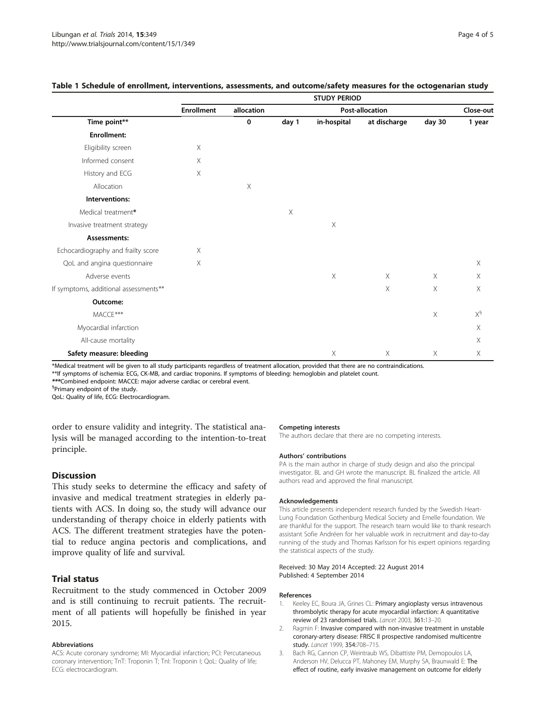**Table 1 Schedule of enrollment, interventions, assessments, and outcome/safety measures for the octogenarian study**

| | STUDY PERIOD | | | | | | |
|---|---|---|---|---|---|---|---|
| | Enrollment | allocation | Post-allocation | | | | Close-out |
| **Time point\*\*** | | **0** | **day 1** | **in-hospital** | **at discharge** | **day 30** | **1 year** |
| **Enrollment:** | | | | | | | |
| Eligibility screen | X | | | | | | |
| Informed consent | X | | | | | | |
| History and ECG | X | | | | | | |
| Allocation | | X | | | | | |
| **Interventions:** | | | | | | | |
| Medical treatment* | | | X | | | | |
| Invasive treatment strategy | | | | X | | | |
| **Assessments:** | | | | | | | |
| Echocardiography and frailty score | X | | | | | | |
| QoL and angina questionnaire | X | | | | | | X |
| Adverse events | | | | X | X | X | X |
| If symptoms, additional assessments** | | | | | X | X | X |
| **Outcome:** | | | | | | | |
| MACCE*** | | | | | | X | X[§] |
| Myocardial infarction | | | | | | | X |
| All-cause mortality | | | | | | | X |
| **Safety measure: bleeding** | | | | X | X | X | X |

*Medical treatment will be given to all study participants regardless of treatment allocation, provided that there are no contraindications.
**If symptoms of ischemia: ECG, CK-MB, and cardiac troponins. If symptoms of bleeding: hemoglobin and platelet count.
***Combined endpoint: MACCE: major adverse cardiac or cerebral event.
§Primary endpoint of the study.
QoL: Quality of life, ECG: Electrocardiogram.

order to ensure validity and integrity. The statistical analysis will be managed according to the intention-to-treat principle.

## Discussion

This study seeks to determine the efficacy and safety of invasive and medical treatment strategies in elderly patients with ACS. In doing so, the study will advance our understanding of therapy choice in elderly patients with ACS. The different treatment strategies have the potential to reduce angina pectoris and complications, and improve quality of life and survival.

## Trial status

Recruitment to the study commenced in October 2009 and is still continuing to recruit patients. The recruitment of all patients will hopefully be finished in year 2015.

#### Abbreviations

ACS: Acute coronary syndrome; MI: Myocardial infarction; PCI: Percutaneous coronary intervention; TnT: Troponin T; TnI: Troponin I; QoL: Quality of life; ECG: electrocardiogram.

#### Competing interests

The authors declare that there are no competing interests.

#### Authors' contributions

PA is the main author in charge of study design and also the principal investigator. BL and GH wrote the manuscript. BL finalized the article. All authors read and approved the final manuscript.

#### Acknowledgements

This article presents independent research funded by the Swedish Heart-Lung Foundation Gothenburg Medical Society and Emelle foundation. We are thankful for the support. The research team would like to thank research assistant Sofie Andréen for her valuable work in recruitment and day-to-day running of the study and Thomas Karlsson for his expert opinions regarding the statistical aspects of the study.

Received: 30 May 2014 Accepted: 22 August 2014
Published: 4 September 2014

#### References

1. Keeley EC, Boura JA, Grines CL: **Primary angioplasty versus intravenous thrombolytic therapy for acute myocardial infarction: A quantitative review of 23 randomised trials.** *Lancet* 2003, **361:**13–20.
2. Ragmin F: **Invasive compared with non-invasive treatment in unstable coronary-artery disease: FRISC II prospective randomised multicentre study.** *Lancet* 1999, **354:**708–715.
3. Bach RG, Cannon CP, Weintraub WS, Dibattiste PM, Demopoulos LA, Anderson HV, Delucca PT, Mahoney EM, Murphy SA, Braunwald E: **The effect of routine, early invasive management on outcome for elderly**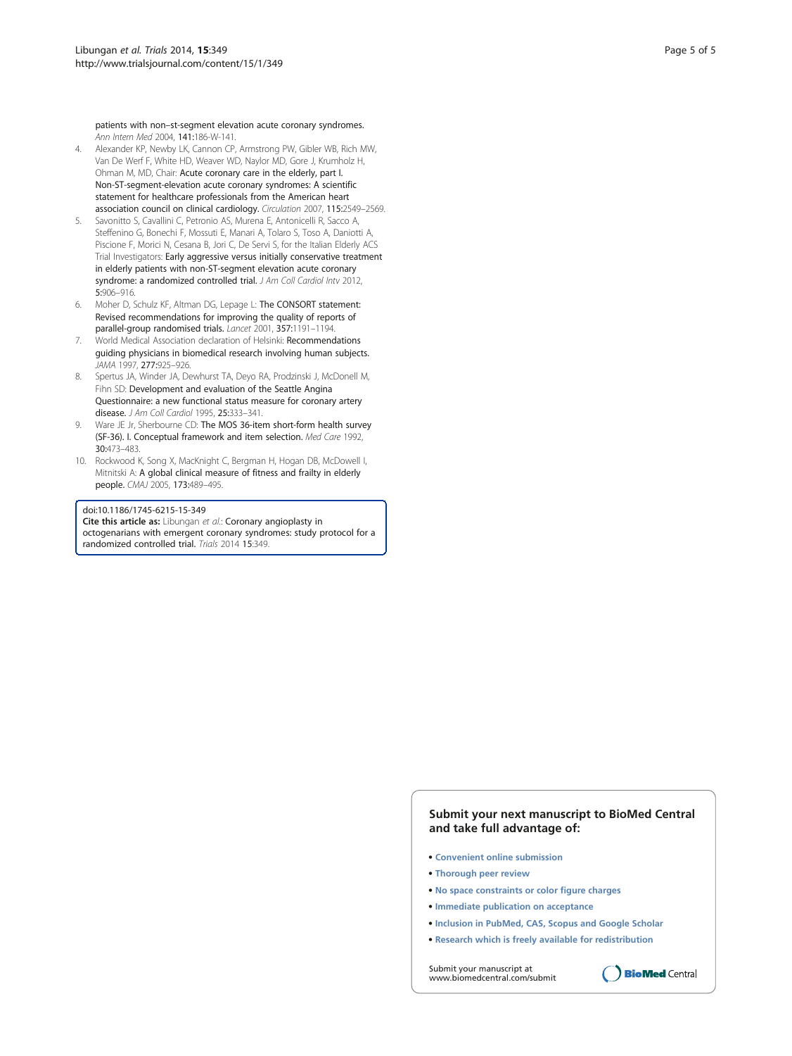patients with non–st-segment elevation acute coronary syndromes. *Ann Intern Med* 2004, **141**:186-W-141.

4. Alexander KP, Newby LK, Cannon CP, Armstrong PW, Gibler WB, Rich MW, Van De Werf F, White HD, Weaver WD, Naylor MD, Gore J, Krumholz H, Ohman M, MD, Chair: Acute coronary care in the elderly, part I. Non-ST-segment-elevation acute coronary syndromes: A scientific statement for healthcare professionals from the American heart association council on clinical cardiology. *Circulation* 2007, **115**:2549–2569.
5. Savonitto S, Cavallini C, Petronio AS, Murena E, Antonicelli R, Sacco A, Steffenino G, Bonechi F, Mossuti E, Manari A, Tolaro S, Toso A, Daniotti A, Piscione F, Morici N, Cesana B, Jori C, De Servi S, for the Italian Elderly ACS Trial Investigators: Early aggressive versus initially conservative treatment in elderly patients with non-ST-segment elevation acute coronary syndrome: a randomized controlled trial. *J Am Coll Cardiol Intv* 2012, **5**:906–916.
6. Moher D, Schulz KF, Altman DG, Lepage L: The CONSORT statement: Revised recommendations for improving the quality of reports of parallel-group randomised trials. *Lancet* 2001, **357**:1191–1194.
7. World Medical Association declaration of Helsinki: Recommendations guiding physicians in biomedical research involving human subjects. *JAMA* 1997, **277**:925–926.
8. Spertus JA, Winder JA, Dewhurst TA, Deyo RA, Prodzinski J, McDonell M, Fihn SD: Development and evaluation of the Seattle Angina Questionnaire: a new functional status measure for coronary artery disease. *J Am Coll Cardiol* 1995, **25**:333–341.
9. Ware JE Jr, Sherbourne CD: The MOS 36-item short-form health survey (SF-36). I. Conceptual framework and item selection. *Med Care* 1992, **30**:473–483.
10. Rockwood K, Song X, MacKnight C, Bergman H, Hogan DB, McDowell I, Mitnitski A: A global clinical measure of fitness and frailty in elderly people. *CMAJ* 2005, **173**:489–495.

doi:10.1186/1745-6215-15-349
**Cite this article as:** Libungan *et al.*: Coronary angioplasty in octogenarians with emergent coronary syndromes: study protocol for a randomized controlled trial. *Trials* 2014 **15**:349.

**Submit your next manuscript to BioMed Central and take full advantage of:**

- **Convenient online submission**
- **Thorough peer review**
- **No space constraints or color figure charges**
- **Immediate publication on acceptance**
- **Inclusion in PubMed, CAS, Scopus and Google Scholar**
- **Research which is freely available for redistribution**

Submit your manuscript at
www.biomedcentral.com/submit

BioMed Central